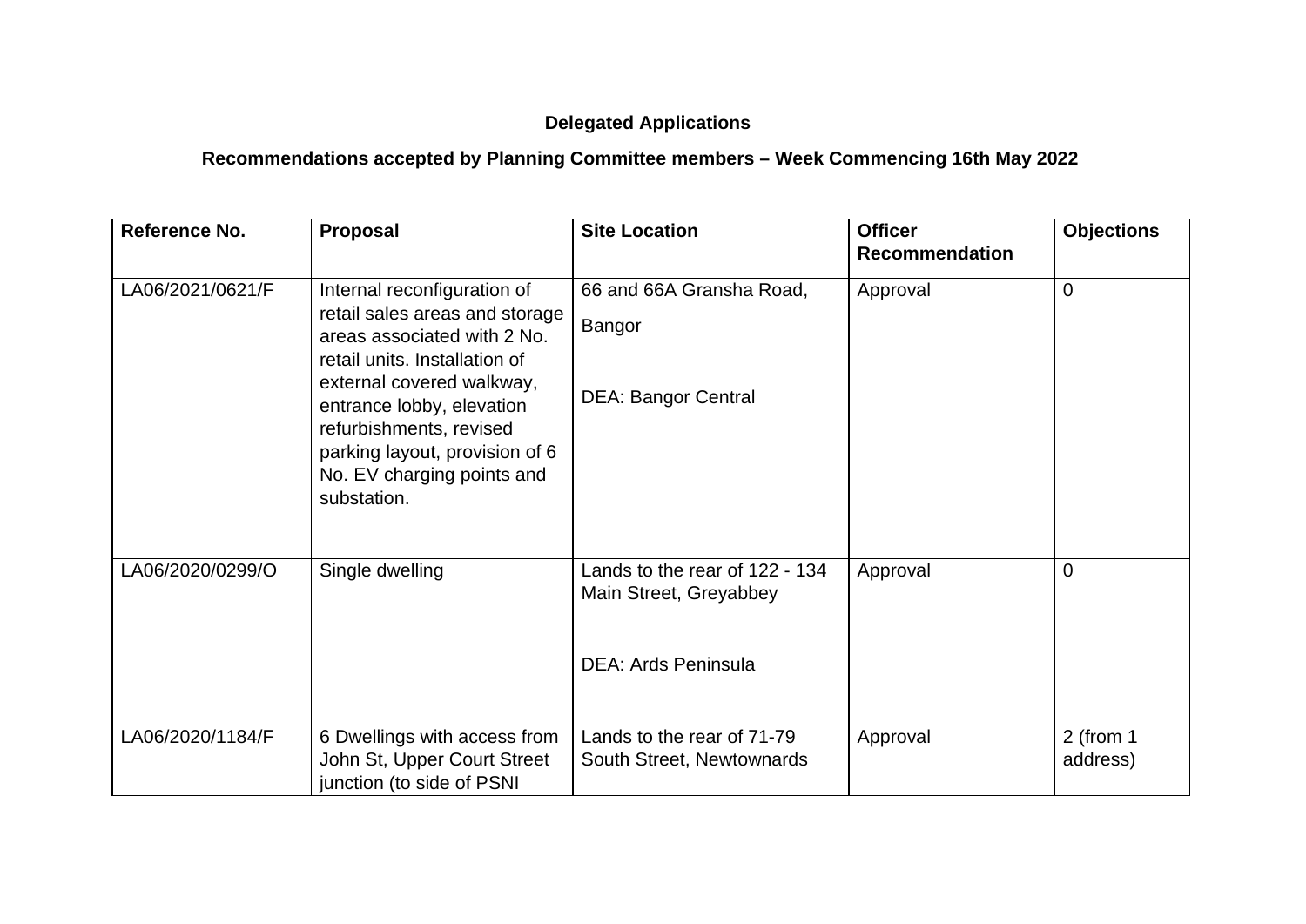**Delegated Applications**

**Recommendations accepted by Planning Committee members – Week Commencing 16th May 2022**

| Reference No. | Proposal | Site Location | Officer Recommendation | Objections |
|---|---|---|---|---|
| LA06/2021/0621/F | Internal reconfiguration of retail sales areas and storage areas associated with 2 No. retail units. Installation of external covered walkway, entrance lobby, elevation refurbishments, revised parking layout, provision of 6 No. EV charging points and substation. | 66 and 66A Gransha Road, Bangor<br><br>DEA: Bangor Central | Approval | 0 |
| LA06/2020/0299/O | Single dwelling | Lands to the rear of 122 - 134 Main Street, Greyabbey<br><br>DEA: Ards Peninsula | Approval | 0 |
| LA06/2020/1184/F | 6 Dwellings with access from John St, Upper Court Street junction (to side of PSNI | Lands to the rear of 71-79 South Street, Newtownards | Approval | 2 (from 1 address) |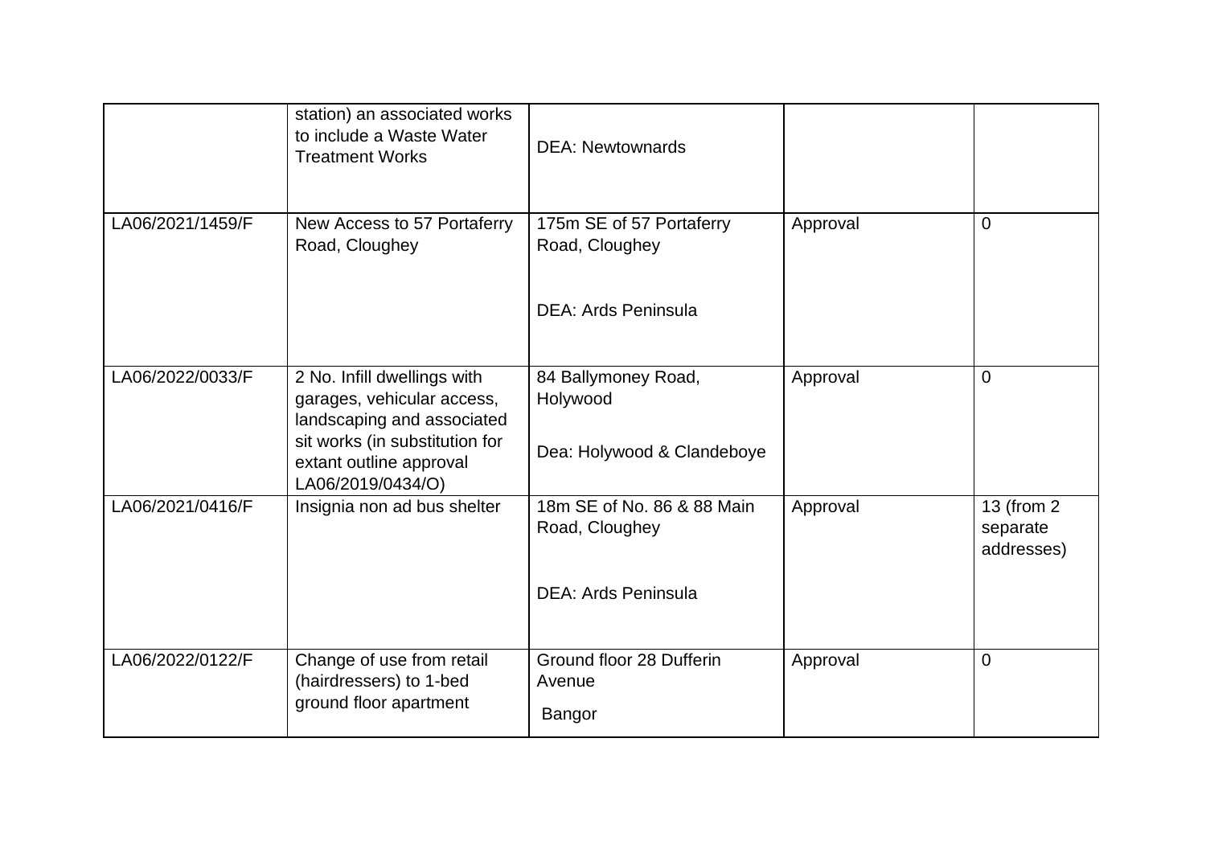| | | | | |
|---|---|---|---|---|
| | station) an associated works to include a Waste Water Treatment Works | DEA: Newtownards | | |
| LA06/2021/1459/F | New Access to 57 Portaferry Road, Cloughey | 175m SE of 57 Portaferry Road, Cloughey<br><br>DEA: Ards Peninsula | Approval | 0 |
| LA06/2022/0033/F | 2 No. Infill dwellings with garages, vehicular access, landscaping and associated sit works (in substitution for extant outline approval LA06/2019/0434/O) | 84 Ballymoney Road, Holywood<br><br>Dea: Holywood & Clandeboye | Approval | 0 |
| LA06/2021/0416/F | Insignia non ad bus shelter | 18m SE of No. 86 & 88 Main Road, Cloughey<br><br>DEA: Ards Peninsula | Approval | 13 (from 2 separate addresses) |
| LA06/2022/0122/F | Change of use from retail (hairdressers) to 1-bed ground floor apartment | Ground floor 28 Dufferin Avenue<br>Bangor | Approval | 0 |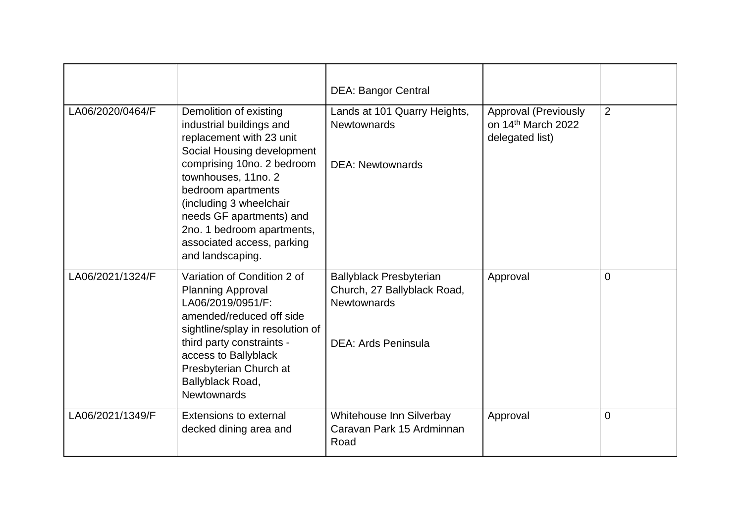| | | | | |
|---|---|---|---|---|
| | | DEA: Bangor Central | | |
| LA06/2020/0464/F | Demolition of existing industrial buildings and replacement with 23 unit Social Housing development comprising 10no. 2 bedroom townhouses, 11no. 2 bedroom apartments (including 3 wheelchair needs GF apartments) and 2no. 1 bedroom apartments, associated access, parking and landscaping. | Lands at 101 Quarry Heights, Newtownards<br><br>DEA: Newtownards | Approval (Previously on 14th March 2022 delegated list) | 2 |
| LA06/2021/1324/F | Variation of Condition 2 of Planning Approval LA06/2019/0951/F: amended/reduced off side sightline/splay in resolution of third party constraints - access to Ballyblack Presbyterian Church at Ballyblack Road, Newtownards | Ballyblack Presbyterian Church, 27 Ballyblack Road, Newtownards<br><br>DEA: Ards Peninsula | Approval | 0 |
| LA06/2021/1349/F | Extensions to external decked dining area and | Whitehouse Inn Silverbay Caravan Park 15 Ardminnan Road | Approval | 0 |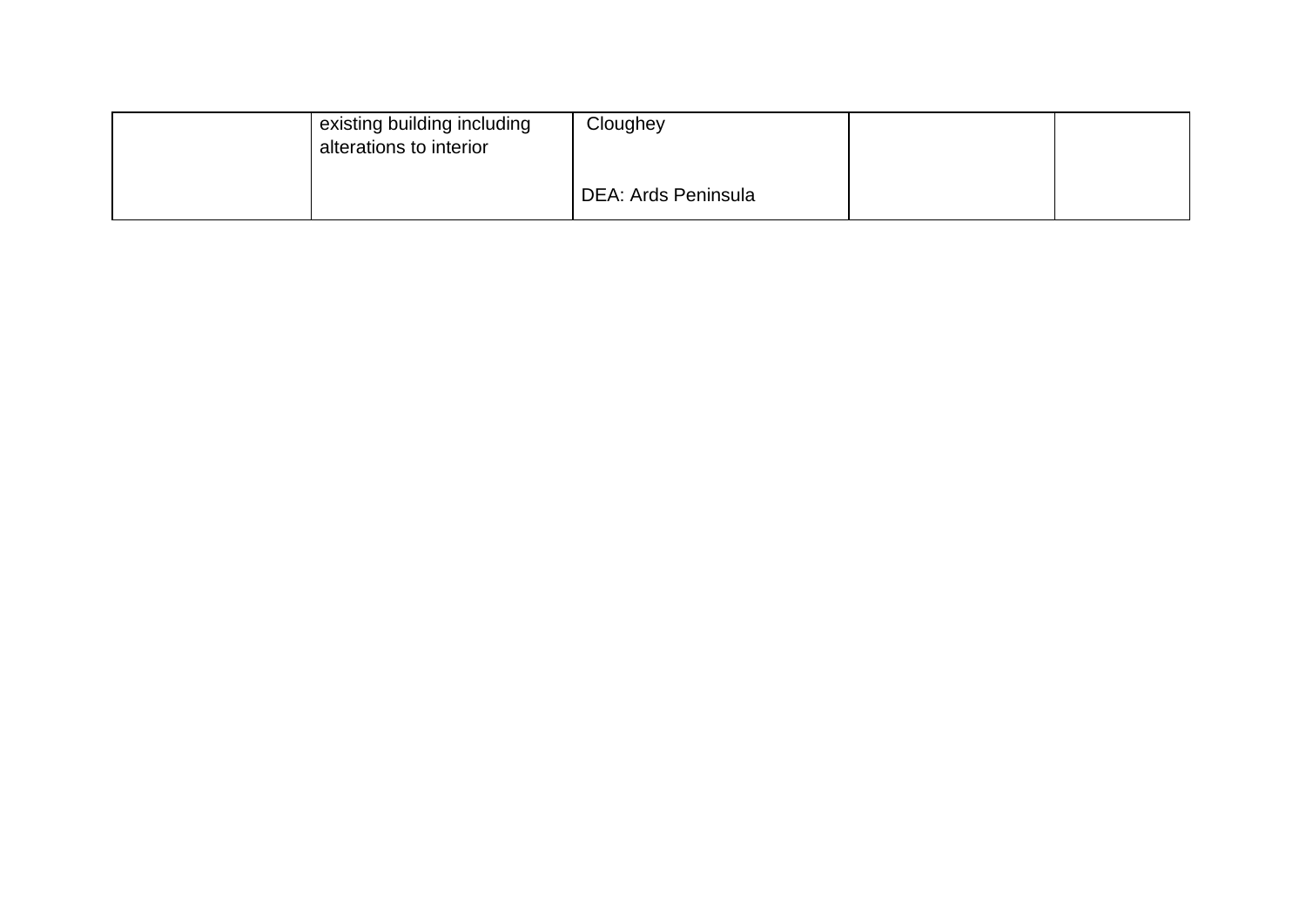| | | | | |
|---|---|---|---|---|
| | existing building including alterations to interior | Cloughey<br><br>DEA: Ards Peninsula | | |